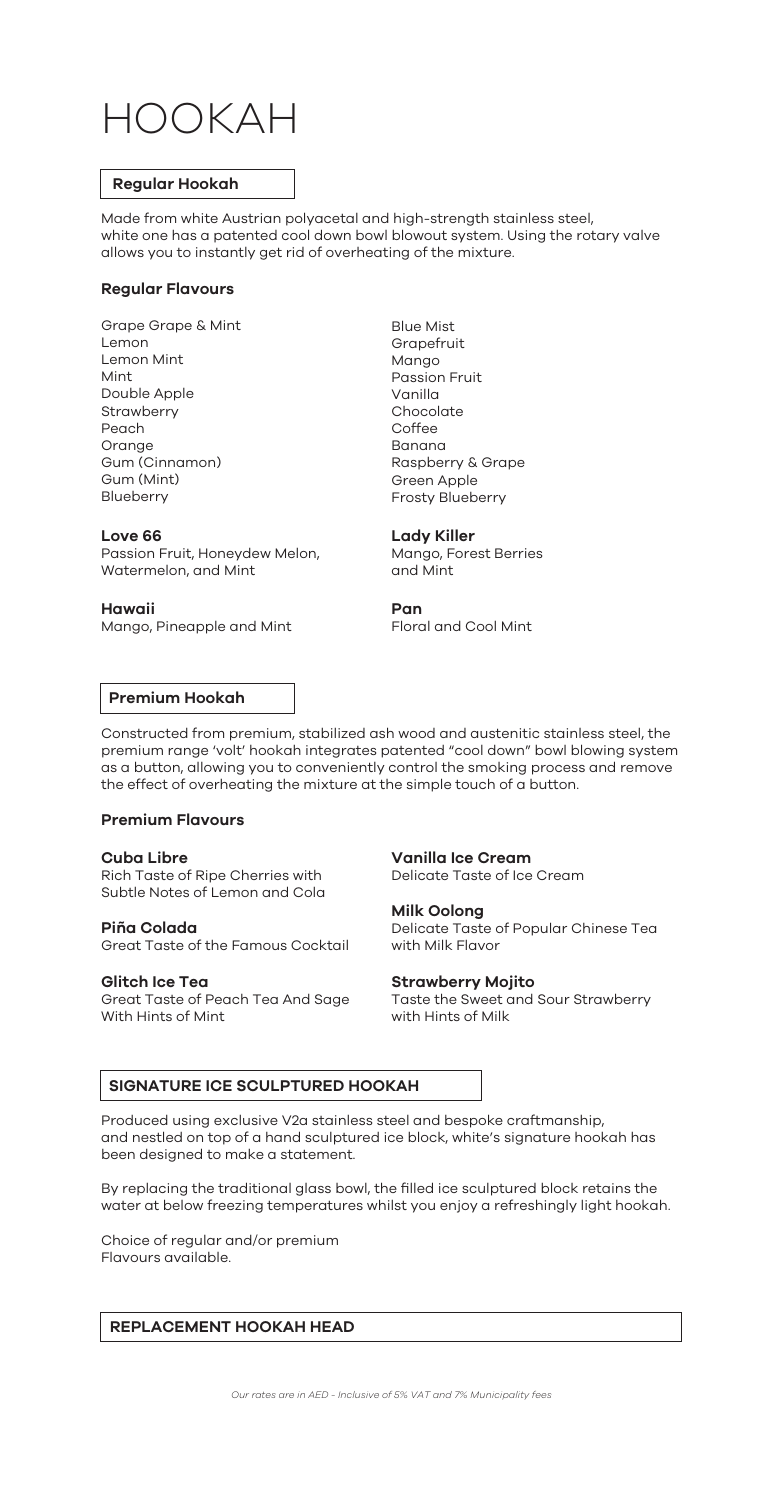# HOOKAH

## Regular Hookah

Made from white Austrian polyacetal and high-strength stainless steel, white one has a patented cool down bowl blowout system. Using the rotary valve allows you to instantly get rid of overheating of the mixture.

### Regular Flavours

- Grape Grape & Mint
- Lemon
- Lemon Mint
- Mint
- Double Apple
- Strawberry
- Peach
- Orange
- Gum (Cinnamon)
- Gum (Mint)
- Blueberry
- Blue Mist
- Grapefruit
- Mango
- Passion Fruit
- Vanilla
- Chocolate
- Coffee
- Banana
- Raspberry & Grape
- Green Apple
- Frosty Blueberry

**Love 66**
Passion Fruit, Honeydew Melon, Watermelon, and Mint

**Hawaii**
Mango, Pineapple and Mint

**Lady Killer**
Mango, Forest Berries and Mint

**Pan**
Floral and Cool Mint

## Premium Hookah

Constructed from premium, stabilized ash wood and austenitic stainless steel, the premium range 'volt' hookah integrates patented "cool down" bowl blowing system as a button, allowing you to conveniently control the smoking process and remove the effect of overheating the mixture at the simple touch of a button.

### Premium Flavours

**Cuba Libre**
Rich Taste of Ripe Cherries with Subtle Notes of Lemon and Cola

**Piña Colada**
Great Taste of the Famous Cocktail

**Glitch Ice Tea**
Great Taste of Peach Tea And Sage With Hints of Mint

**Vanilla Ice Cream**
Delicate Taste of Ice Cream

**Milk Oolong**
Delicate Taste of Popular Chinese Tea with Milk Flavor

**Strawberry Mojito**
Taste the Sweet and Sour Strawberry with Hints of Milk

## SIGNATURE ICE SCULPTURED HOOKAH

Produced using exclusive V2a stainless steel and bespoke craftmanship, and nestled on top of a hand sculptured ice block, white's signature hookah has been designed to make a statement.

By replacing the traditional glass bowl, the filled ice sculptured block retains the water at below freezing temperatures whilst you enjoy a refreshingly light hookah.

Choice of regular and/or premium Flavours available.

## REPLACEMENT HOOKAH HEAD

*Our rates are in AED - Inclusive of 5% VAT and 7% Municipality fees*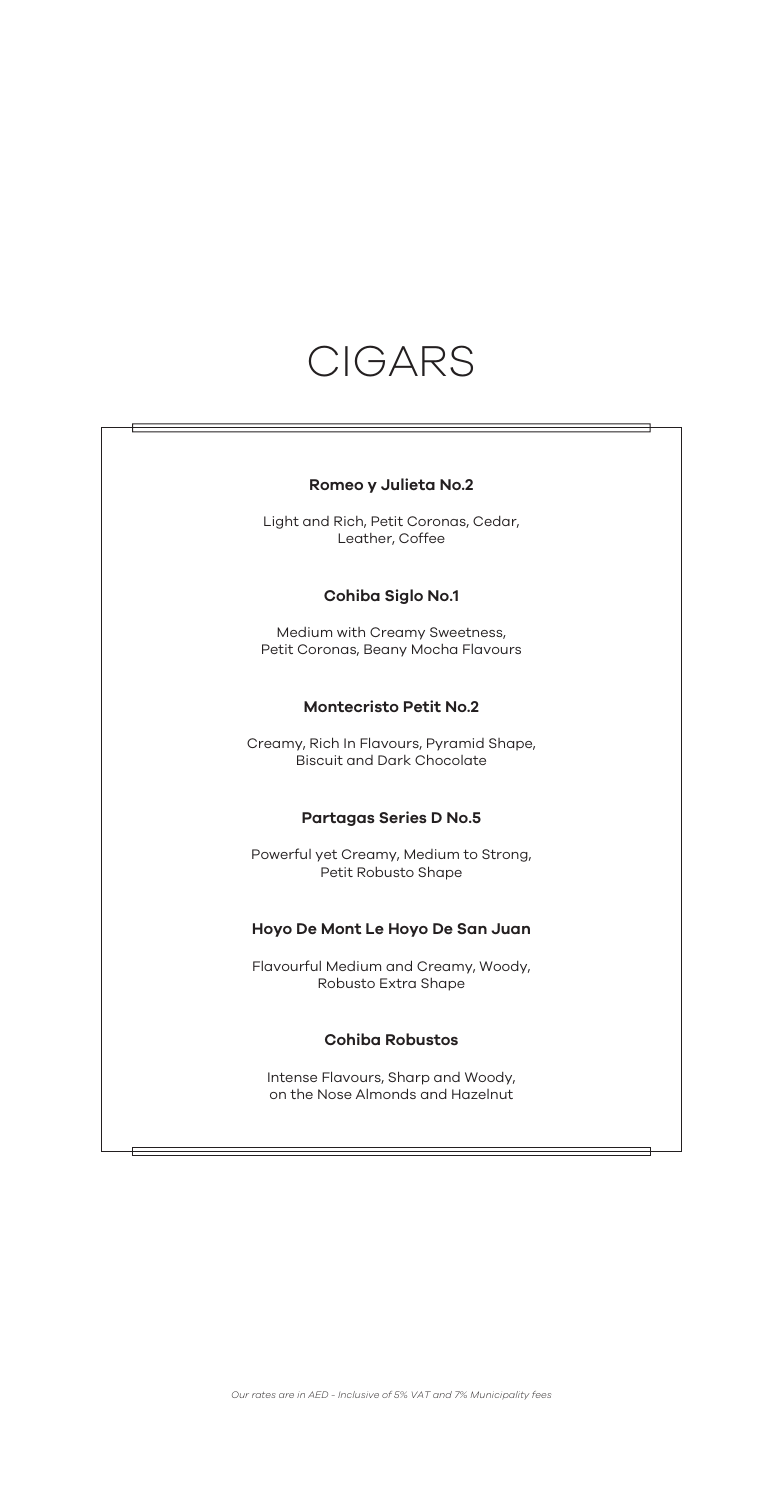# CIGARS

**Romeo y Julieta No.2**

Light and Rich, Petit Coronas, Cedar, Leather, Coffee

**Cohiba Siglo No.1**

Medium with Creamy Sweetness, Petit Coronas, Beany Mocha Flavours

**Montecristo Petit No.2**

Creamy, Rich In Flavours, Pyramid Shape, Biscuit and Dark Chocolate

**Partagas Series D No.5**

Powerful yet Creamy, Medium to Strong, Petit Robusto Shape

**Hoyo De Mont Le Hoyo De San Juan**

Flavourful Medium and Creamy, Woody, Robusto Extra Shape

**Cohiba Robustos**

Intense Flavours, Sharp and Woody, on the Nose Almonds and Hazelnut

*Our rates are in AED - Inclusive of 5% VAT and 7% Municipality fees*